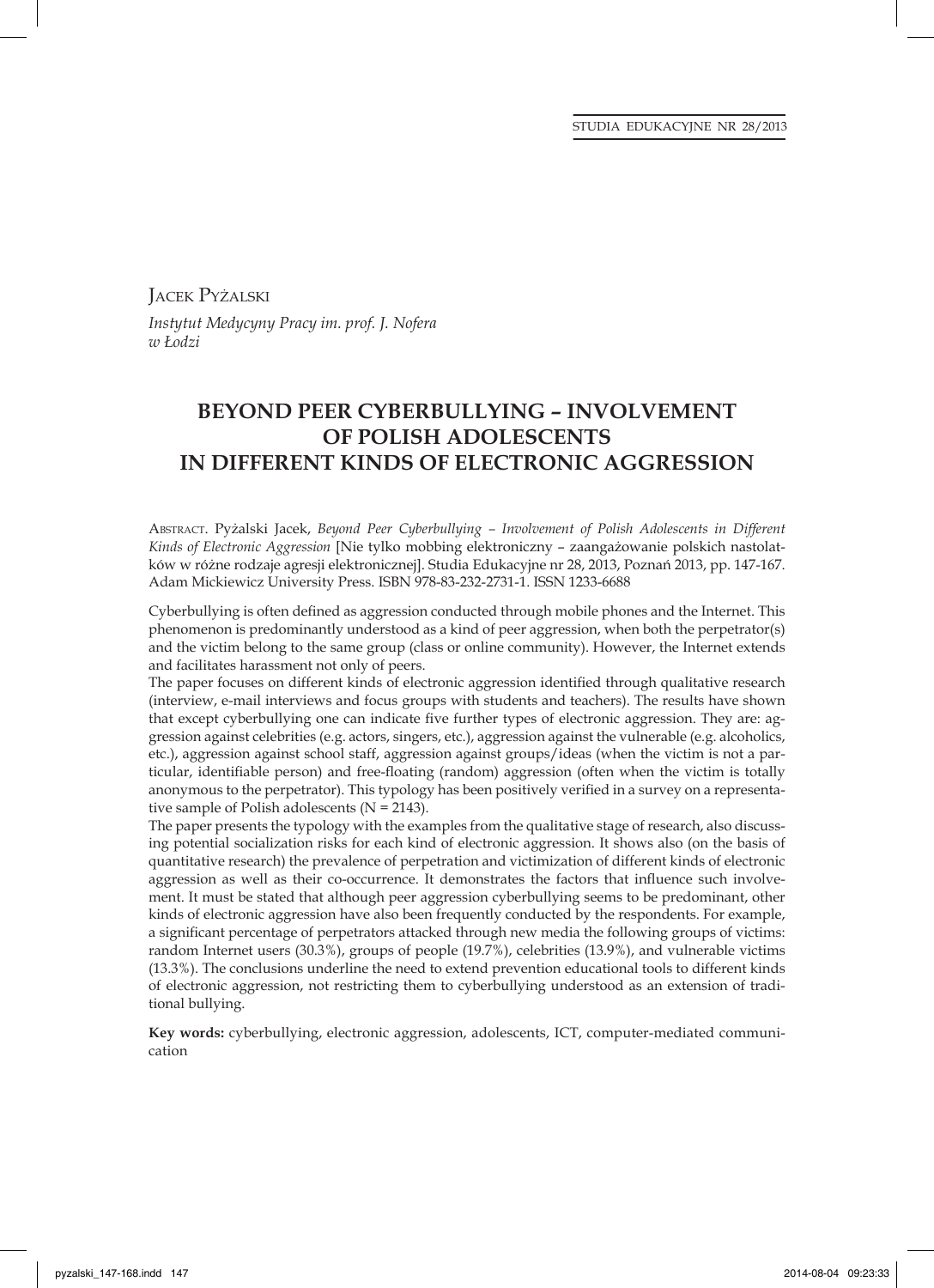Jacek Pyżalski

*Instytut Medycyny Pracy im. prof. J. Nofera w Łodzi*

# BEYOND PEER CYBERBULLYING – INVOLVEMENT OF POLISH ADOLESCENTS IN DIFFERENT KINDS OF ELECTRONIC AGGRESSION

Abstract. Pyżalski Jacek, *Beyond Peer Cyberbullying – Involvement of Polish Adolescents in Different Kinds of Electronic Aggression* [Nie tylko mobbing elektroniczny – zaangażowanie polskich nastolatków w różne rodzaje agresji elektronicznej]. Studia Edukacyjne nr 28, 2013, Poznań 2013, pp. 147-167. Adam Mickiewicz University Press. ISBN 978-83-232-2731-1. ISSN 1233-6688

Cyberbullying is often defined as aggression conducted through mobile phones and the Internet. This phenomenon is predominantly understood as a kind of peer aggression, when both the perpetrator(s) and the victim belong to the same group (class or online community). However, the Internet extends and facilitates harassment not only of peers.

The paper focuses on different kinds of electronic aggression identified through qualitative research (interview, e-mail interviews and focus groups with students and teachers). The results have shown that except cyberbullying one can indicate five further types of electronic aggression. They are: aggression against celebrities (e.g. actors, singers, etc.), aggression against the vulnerable (e.g. alcoholics, etc.), aggression against school staff, aggression against groups/ideas (when the victim is not a particular, identifiable person) and free-floating (random) aggression (often when the victim is totally anonymous to the perpetrator). This typology has been positively verified in a survey on a representative sample of Polish adolescents (N = 2143).

The paper presents the typology with the examples from the qualitative stage of research, also discussing potential socialization risks for each kind of electronic aggression. It shows also (on the basis of quantitative research) the prevalence of perpetration and victimization of different kinds of electronic aggression as well as their co-occurrence. It demonstrates the factors that influence such involvement. It must be stated that although peer aggression cyberbullying seems to be predominant, other kinds of electronic aggression have also been frequently conducted by the respondents. For example, a significant percentage of perpetrators attacked through new media the following groups of victims: random Internet users (30.3%), groups of people (19.7%), celebrities (13.9%), and vulnerable victims (13.3%). The conclusions underline the need to extend prevention educational tools to different kinds of electronic aggression, not restricting them to cyberbullying understood as an extension of traditional bullying.

**Key words:** cyberbullying, electronic aggression, adolescents, ICT, computer-mediated communication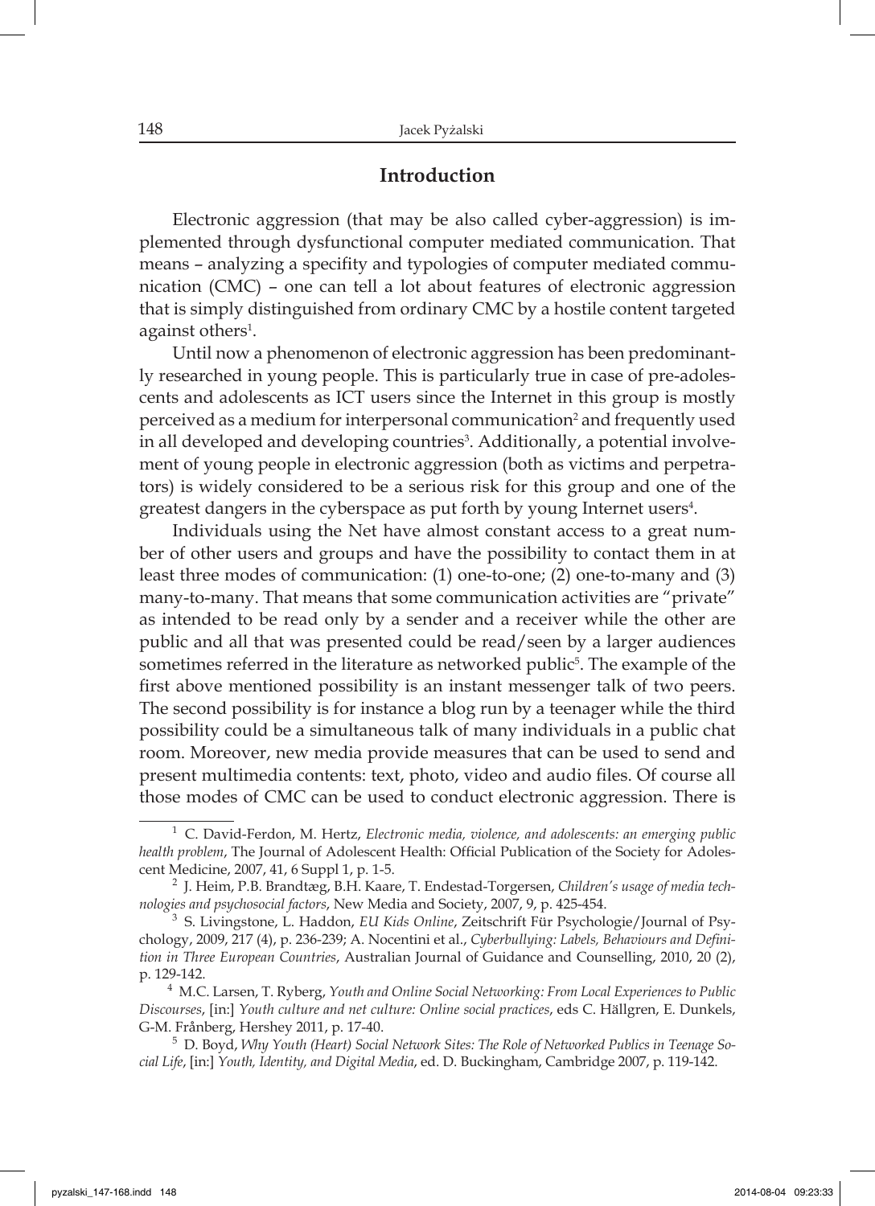## Introduction

Electronic aggression (that may be also called cyber-aggression) is implemented through dysfunctional computer mediated communication. That means – analyzing a specifity and typologies of computer mediated communication (CMC) – one can tell a lot about features of electronic aggression that is simply distinguished from ordinary CMC by a hostile content targeted against others[1].

Until now a phenomenon of electronic aggression has been predominantly researched in young people. This is particularly true in case of pre-adolescents and adolescents as ICT users since the Internet in this group is mostly perceived as a medium for interpersonal communication[2] and frequently used in all developed and developing countries[3]. Additionally, a potential involvement of young people in electronic aggression (both as victims and perpetrators) is widely considered to be a serious risk for this group and one of the greatest dangers in the cyberspace as put forth by young Internet users[4].

Individuals using the Net have almost constant access to a great number of other users and groups and have the possibility to contact them in at least three modes of communication: (1) one-to-one; (2) one-to-many and (3) many-to-many. That means that some communication activities are "private" as intended to be read only by a sender and a receiver while the other are public and all that was presented could be read/seen by a larger audiences sometimes referred in the literature as networked public[5]. The example of the first above mentioned possibility is an instant messenger talk of two peers. The second possibility is for instance a blog run by a teenager while the third possibility could be a simultaneous talk of many individuals in a public chat room. Moreover, new media provide measures that can be used to send and present multimedia contents: text, photo, video and audio files. Of course all those modes of CMC can be used to conduct electronic aggression. There is

---

[1] C. David-Ferdon, M. Hertz, *Electronic media, violence, and adolescents: an emerging public health problem*, The Journal of Adolescent Health: Official Publication of the Society for Adolescent Medicine, 2007, 41, 6 Suppl 1, p. 1-5.

[2] J. Heim, P.B. Brandtæg, B.H. Kaare, T. Endestad-Torgersen, *Children's usage of media technologies and psychosocial factors*, New Media and Society, 2007, 9, p. 425-454.

[3] S. Livingstone, L. Haddon, *EU Kids Online*, Zeitschrift Für Psychologie/Journal of Psychology, 2009, 217 (4), p. 236-239; A. Nocentini et al., *Cyberbullying: Labels, Behaviours and Definition in Three European Countries*, Australian Journal of Guidance and Counselling, 2010, 20 (2), p. 129-142.

[4] M.C. Larsen, T. Ryberg, *Youth and Online Social Networking: From Local Experiences to Public Discourses*, [in:] *Youth culture and net culture: Online social practices*, eds C. Hällgren, E. Dunkels, G-M. Frånberg, Hershey 2011, p. 17-40.

[5] D. Boyd, *Why Youth (Heart) Social Network Sites: The Role of Networked Publics in Teenage Social Life*, [in:] *Youth, Identity, and Digital Media*, ed. D. Buckingham, Cambridge 2007, p. 119-142.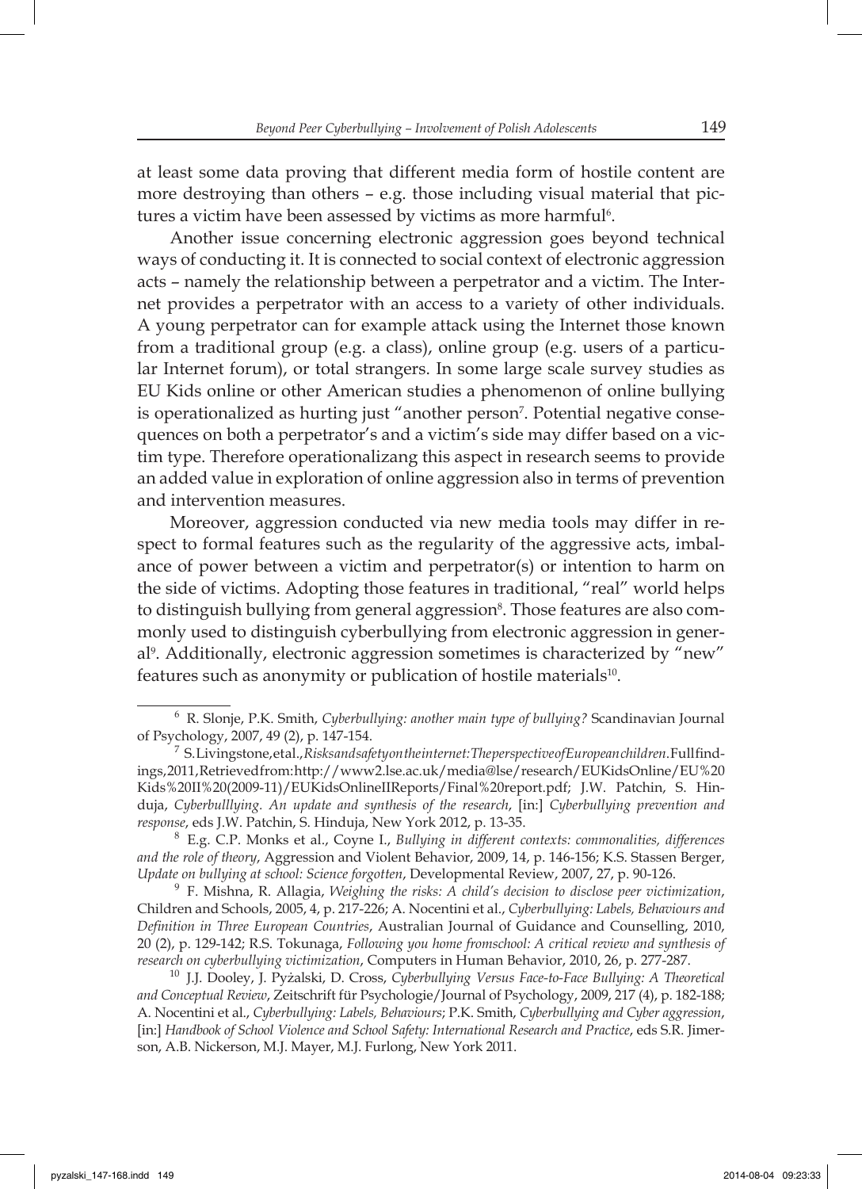at least some data proving that different media form of hostile content are more destroying than others – e.g. those including visual material that pictures a victim have been assessed by victims as more harmful[6].

Another issue concerning electronic aggression goes beyond technical ways of conducting it. It is connected to social context of electronic aggression acts – namely the relationship between a perpetrator and a victim. The Internet provides a perpetrator with an access to a variety of other individuals. A young perpetrator can for example attack using the Internet those known from a traditional group (e.g. a class), online group (e.g. users of a particular Internet forum), or total strangers. In some large scale survey studies as EU Kids online or other American studies a phenomenon of online bullying is operationalized as hurting just "another person[7]. Potential negative consequences on both a perpetrator's and a victim's side may differ based on a victim type. Therefore operationalizang this aspect in research seems to provide an added value in exploration of online aggression also in terms of prevention and intervention measures.

Moreover, aggression conducted via new media tools may differ in respect to formal features such as the regularity of the aggressive acts, imbalance of power between a victim and perpetrator(s) or intention to harm on the side of victims. Adopting those features in traditional, "real" world helps to distinguish bullying from general aggression[8]. Those features are also commonly used to distinguish cyberbullying from electronic aggression in general[9]. Additionally, electronic aggression sometimes is characterized by "new" features such as anonymity or publication of hostile materials[10].

---

[6] R. Slonje, P.K. Smith, *Cyberbullying: another main type of bullying?* Scandinavian Journal of Psychology, 2007, 49 (2), p. 147-154.

[7] S.Livingstone,etal.,*Risksandsafetyontheinternet:TheperspectiveofEuropeanchildren*.Fullfindings,2011,Retrievedfrom:http://www2.lse.ac.uk/media@lse/research/EUKidsOnline/EU%20Kids%20II%20(2009-11)/EUKidsOnlineIIReports/Final%20report.pdf; J.W. Patchin, S. Hinduja, *Cyberbulllying. An update and synthesis of the research*, [in:] *Cyberbullying prevention and response*, eds J.W. Patchin, S. Hinduja, New York 2012, p. 13-35.

[8] E.g. C.P. Monks et al., Coyne I., *Bullying in different contexts: commonalities, differences and the role of theory*, Aggression and Violent Behavior, 2009, 14, p. 146-156; K.S. Stassen Berger, *Update on bullying at school: Science forgotten*, Developmental Review, 2007, 27, p. 90-126.

[9] F. Mishna, R. Allagia, *Weighing the risks: A child's decision to disclose peer victimization*, Children and Schools, 2005, 4, p. 217-226; A. Nocentini et al., *Cyberbullying: Labels, Behaviours and Definition in Three European Countries*, Australian Journal of Guidance and Counselling, 2010, 20 (2), p. 129-142; R.S. Tokunaga, *Following you home fromschool: A critical review and synthesis of research on cyberbullying victimization*, Computers in Human Behavior, 2010, 26, p. 277-287.

[10] J.J. Dooley, J. Pyżalski, D. Cross, *Cyberbullying Versus Face-to-Face Bullying: A Theoretical and Conceptual Review*, Zeitschrift für Psychologie/Journal of Psychology, 2009, 217 (4), p. 182-188; A. Nocentini et al., *Cyberbullying: Labels, Behaviours*; P.K. Smith, *Cyberbullying and Cyber aggression*, [in:] *Handbook of School Violence and School Safety: International Research and Practice*, eds S.R. Jimerson, A.B. Nickerson, M.J. Mayer, M.J. Furlong, New York 2011.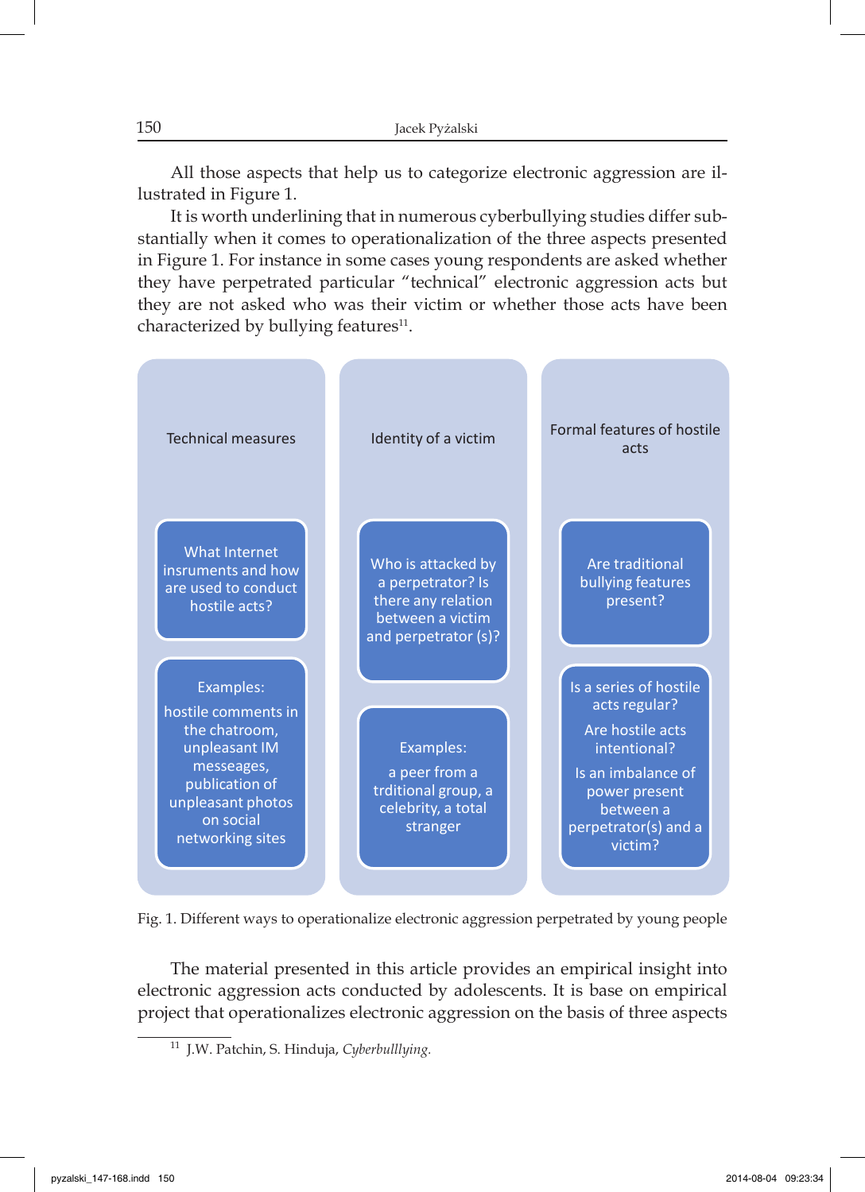All those aspects that help us to categorize electronic aggression are illustrated in Figure 1.

It is worth underlining that in numerous cyberbullying studies differ substantially when it comes to operationalization of the three aspects presented in Figure 1. For instance in some cases young respondents are asked whether they have perpetrated particular "technical" electronic aggression acts but they are not asked who was their victim or whether those acts have been characterized by bullying features[11].

| Technical measures | Identity of a victim | Formal features of hostile acts |
|---|---|---|
| What Internet insruments and how are used to conduct hostile acts? | Who is attacked by a perpetrator? Is there any relation between a victim and perpetrator (s)? | Are traditional bullying features present? |
| Examples: hostile comments in the chatroom, unpleasant IM messeages, publication of unpleasant photos on social networking sites | Examples: a peer from a trditional group, a celebrity, a total stranger | Is a series of hostile acts regular? Are hostile acts intentional? Is an imbalance of power present between a perpetrator(s) and a victim? |

Fig. 1. Different ways to operationalize electronic aggression perpetrated by young people

The material presented in this article provides an empirical insight into electronic aggression acts conducted by adolescents. It is base on empirical project that operationalizes electronic aggression on the basis of three aspects

[11] J.W. Patchin, S. Hinduja, *Cyberbulllying*.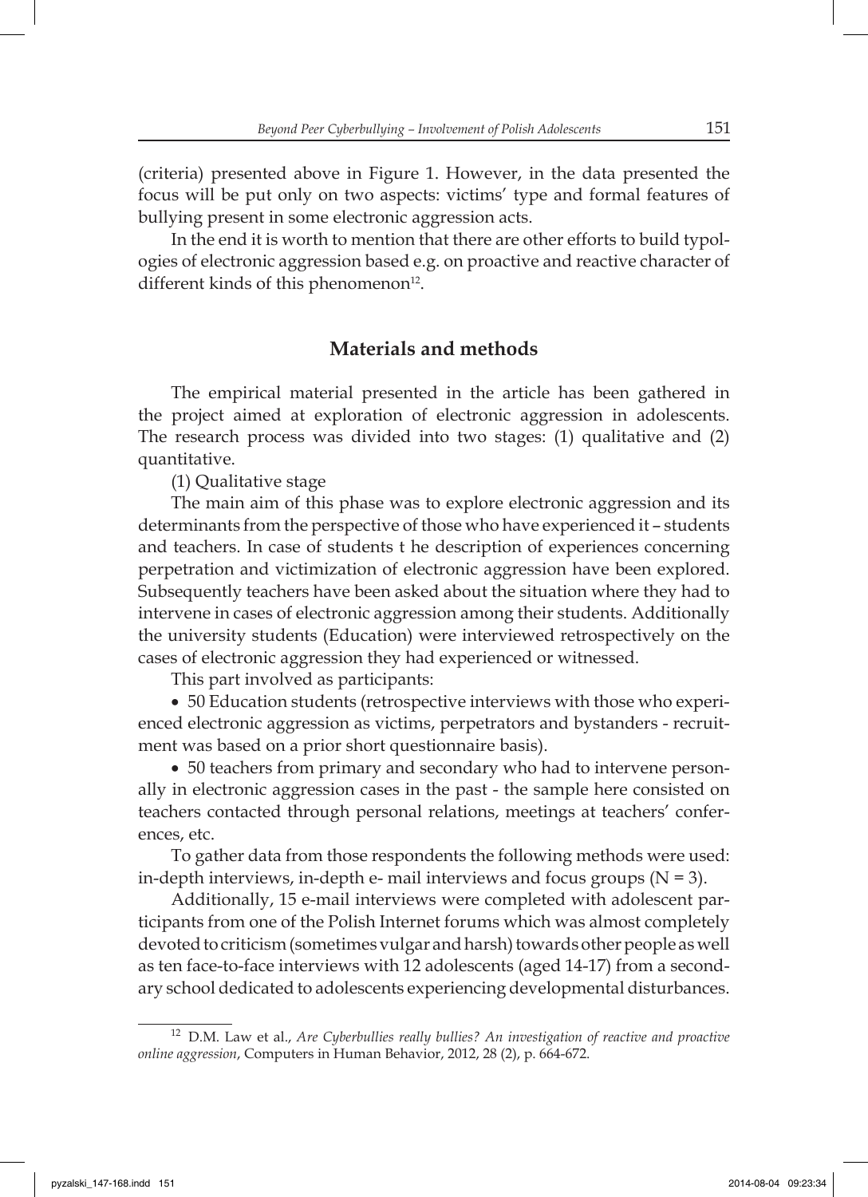(criteria) presented above in Figure 1. However, in the data presented the focus will be put only on two aspects: victims' type and formal features of bullying present in some electronic aggression acts.

In the end it is worth to mention that there are other efforts to build typologies of electronic aggression based e.g. on proactive and reactive character of different kinds of this phenomenon[12].

## Materials and methods

The empirical material presented in the article has been gathered in the project aimed at exploration of electronic aggression in adolescents. The research process was divided into two stages: (1) qualitative and (2) quantitative.

(1) Qualitative stage

The main aim of this phase was to explore electronic aggression and its determinants from the perspective of those who have experienced it – students and teachers. In case of students t he description of experiences concerning perpetration and victimization of electronic aggression have been explored. Subsequently teachers have been asked about the situation where they had to intervene in cases of electronic aggression among their students. Additionally the university students (Education) were interviewed retrospectively on the cases of electronic aggression they had experienced or witnessed.

This part involved as participants:

- 50 Education students (retrospective interviews with those who experienced electronic aggression as victims, perpetrators and bystanders - recruitment was based on a prior short questionnaire basis).
- 50 teachers from primary and secondary who had to intervene personally in electronic aggression cases in the past - the sample here consisted on teachers contacted through personal relations, meetings at teachers' conferences, etc.

To gather data from those respondents the following methods were used: in-depth interviews, in-depth e- mail interviews and focus groups (N = 3).

Additionally, 15 e-mail interviews were completed with adolescent participants from one of the Polish Internet forums which was almost completely devoted to criticism (sometimes vulgar and harsh) towards other people as well as ten face-to-face interviews with 12 adolescents (aged 14-17) from a secondary school dedicated to adolescents experiencing developmental disturbances.

---

[12] D.M. Law et al., *Are Cyberbullies really bullies? An investigation of reactive and proactive online aggression*, Computers in Human Behavior, 2012, 28 (2), p. 664-672.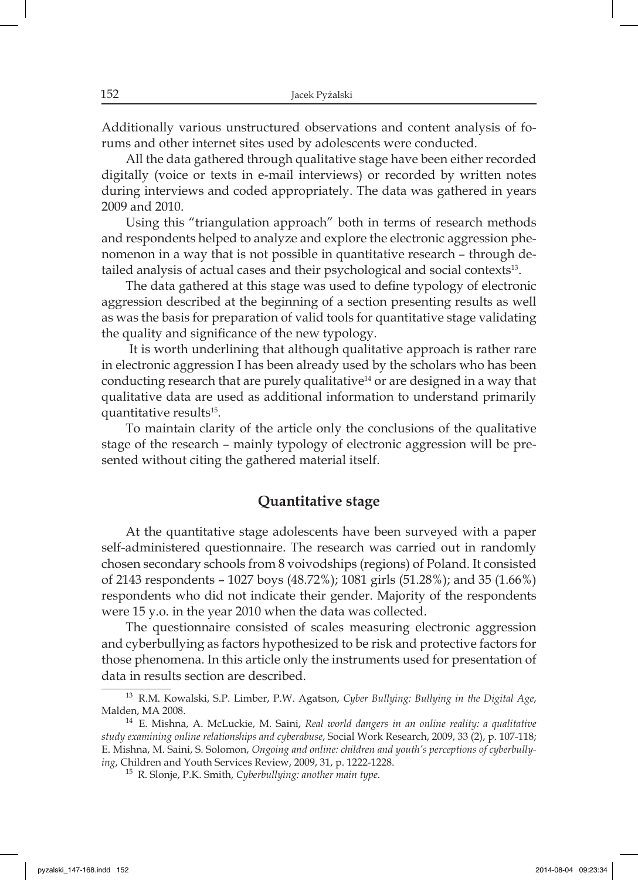Additionally various unstructured observations and content analysis of forums and other internet sites used by adolescents were conducted.

All the data gathered through qualitative stage have been either recorded digitally (voice or texts in e-mail interviews) or recorded by written notes during interviews and coded appropriately. The data was gathered in years 2009 and 2010.

Using this "triangulation approach" both in terms of research methods and respondents helped to analyze and explore the electronic aggression phenomenon in a way that is not possible in quantitative research – through detailed analysis of actual cases and their psychological and social contexts[13].

The data gathered at this stage was used to define typology of electronic aggression described at the beginning of a section presenting results as well as was the basis for preparation of valid tools for quantitative stage validating the quality and significance of the new typology.

It is worth underlining that although qualitative approach is rather rare in electronic aggression I has been already used by the scholars who has been conducting research that are purely qualitative[14] or are designed in a way that qualitative data are used as additional information to understand primarily quantitative results[15].

To maintain clarity of the article only the conclusions of the qualitative stage of the research – mainly typology of electronic aggression will be presented without citing the gathered material itself.

## Quantitative stage

At the quantitative stage adolescents have been surveyed with a paper self-administered questionnaire. The research was carried out in randomly chosen secondary schools from 8 voivodships (regions) of Poland. It consisted of 2143 respondents – 1027 boys (48.72%); 1081 girls (51.28%); and 35 (1.66%) respondents who did not indicate their gender. Majority of the respondents were 15 y.o. in the year 2010 when the data was collected.

The questionnaire consisted of scales measuring electronic aggression and cyberbullying as factors hypothesized to be risk and protective factors for those phenomena. In this article only the instruments used for presentation of data in results section are described.

---

[13] R.M. Kowalski, S.P. Limber, P.W. Agatson, *Cyber Bullying: Bullying in the Digital Age*, Malden, MA 2008.

[14] E. Mishna, A. McLuckie, M. Saini, *Real world dangers in an online reality: a qualitative study examining online relationships and cyberabuse*, Social Work Research, 2009, 33 (2), p. 107-118; E. Mishna, M. Saini, S. Solomon, *Ongoing and online: children and youth's perceptions of cyberbullying*, Children and Youth Services Review, 2009, 31, p. 1222-1228.

[15] R. Slonje, P.K. Smith, *Cyberbullying: another main type*.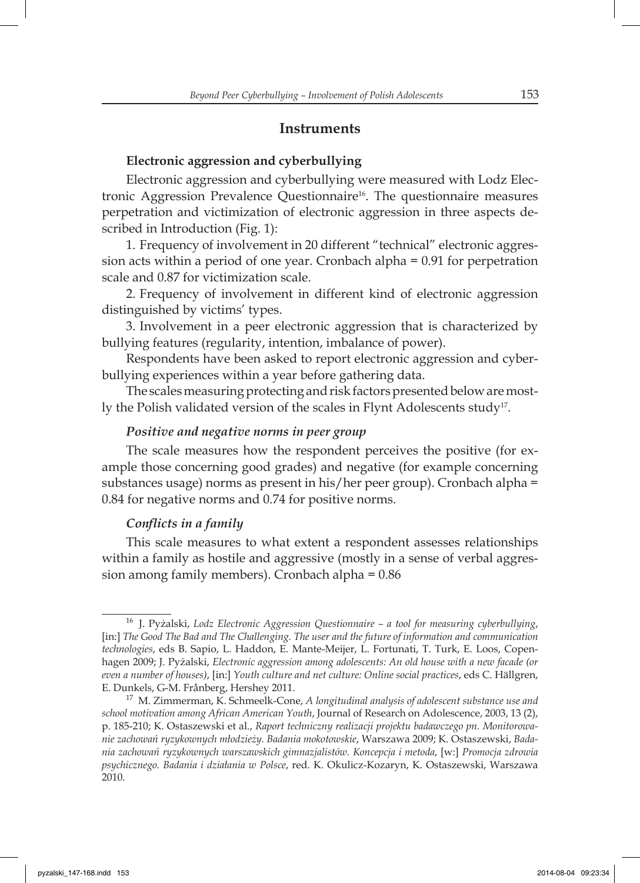## Instruments

### Electronic aggression and cyberbullying

Electronic aggression and cyberbullying were measured with Lodz Electronic Aggression Prevalence Questionnaire[16]. The questionnaire measures perpetration and victimization of electronic aggression in three aspects described in Introduction (Fig. 1):

1. Frequency of involvement in 20 different "technical" electronic aggression acts within a period of one year. Cronbach alpha = 0.91 for perpetration scale and 0.87 for victimization scale.

2. Frequency of involvement in different kind of electronic aggression distinguished by victims' types.

3. Involvement in a peer electronic aggression that is characterized by bullying features (regularity, intention, imbalance of power).

Respondents have been asked to report electronic aggression and cyberbullying experiences within a year before gathering data.

The scales measuring protecting and risk factors presented below are mostly the Polish validated version of the scales in Flynt Adolescents study[17].

#### *Positive and negative norms in peer group*

The scale measures how the respondent perceives the positive (for example those concerning good grades) and negative (for example concerning substances usage) norms as present in his/her peer group). Cronbach alpha = 0.84 for negative norms and 0.74 for positive norms.

#### *Conflicts in a family*

This scale measures to what extent a respondent assesses relationships within a family as hostile and aggressive (mostly in a sense of verbal aggression among family members). Cronbach alpha = 0.86

---

[16] J. Pyżalski, *Lodz Electronic Aggression Questionnaire – a tool for measuring cyberbullying*, [in:] *The Good The Bad and The Challenging. The user and the future of information and communication technologies*, eds B. Sapio, L. Haddon, E. Mante-Meijer, L. Fortunati, T. Turk, E. Loos, Copenhagen 2009; J. Pyżalski, *Electronic aggression among adolescents: An old house with a new facade (or even a number of houses)*, [in:] *Youth culture and net culture: Online social practices*, eds C. Hällgren, E. Dunkels, G-M. Frånberg, Hershey 2011.

[17] M. Zimmerman, K. Schmeelk-Cone, *A longitudinal analysis of adolescent substance use and school motivation among African American Youth*, Journal of Research on Adolescence, 2003, 13 (2), p. 185-210; K. Ostaszewski et al., *Raport techniczny realizacji projektu badawczego pn. Monitorowanie zachowań ryzykownych młodzieży. Badania mokotowskie*, Warszawa 2009; K. Ostaszewski, *Badania zachowań ryzykownych warszawskich gimnazjalistów. Koncepcja i metoda*, [w:] *Promocja zdrowia psychicznego. Badania i działania w Polsce*, red. K. Okulicz-Kozaryn, K. Ostaszewski, Warszawa 2010.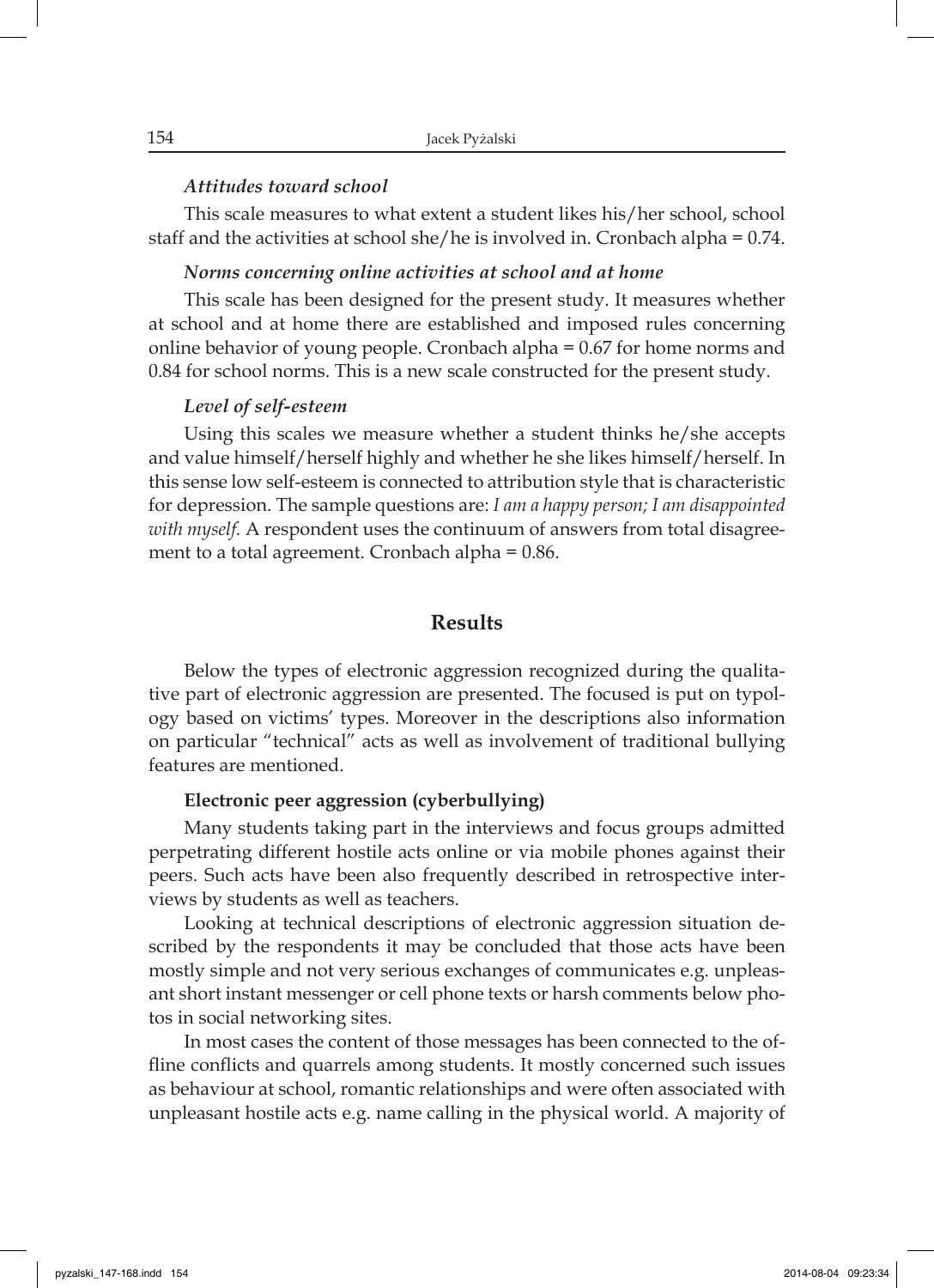***Attitudes toward school***

This scale measures to what extent a student likes his/her school, school staff and the activities at school she/he is involved in. Cronbach alpha = 0.74.

***Norms concerning online activities at school and at home***

This scale has been designed for the present study. It measures whether at school and at home there are established and imposed rules concerning online behavior of young people. Cronbach alpha = 0.67 for home norms and 0.84 for school norms. This is a new scale constructed for the present study.

***Level of self-esteem***

Using this scales we measure whether a student thinks he/she accepts and value himself/herself highly and whether he she likes himself/herself. In this sense low self-esteem is connected to attribution style that is characteristic for depression. The sample questions are: *I am a happy person; I am disappointed with myself.* A respondent uses the continuum of answers from total disagreement to a total agreement. Cronbach alpha = 0.86.

## Results

Below the types of electronic aggression recognized during the qualitative part of electronic aggression are presented. The focused is put on typology based on victims' types. Moreover in the descriptions also information on particular "technical" acts as well as involvement of traditional bullying features are mentioned.

**Electronic peer aggression (cyberbullying)**

Many students taking part in the interviews and focus groups admitted perpetrating different hostile acts online or via mobile phones against their peers. Such acts have been also frequently described in retrospective interviews by students as well as teachers.

Looking at technical descriptions of electronic aggression situation described by the respondents it may be concluded that those acts have been mostly simple and not very serious exchanges of communicates e.g. unpleasant short instant messenger or cell phone texts or harsh comments below photos in social networking sites.

In most cases the content of those messages has been connected to the offline conflicts and quarrels among students. It mostly concerned such issues as behaviour at school, romantic relationships and were often associated with unpleasant hostile acts e.g. name calling in the physical world. A majority of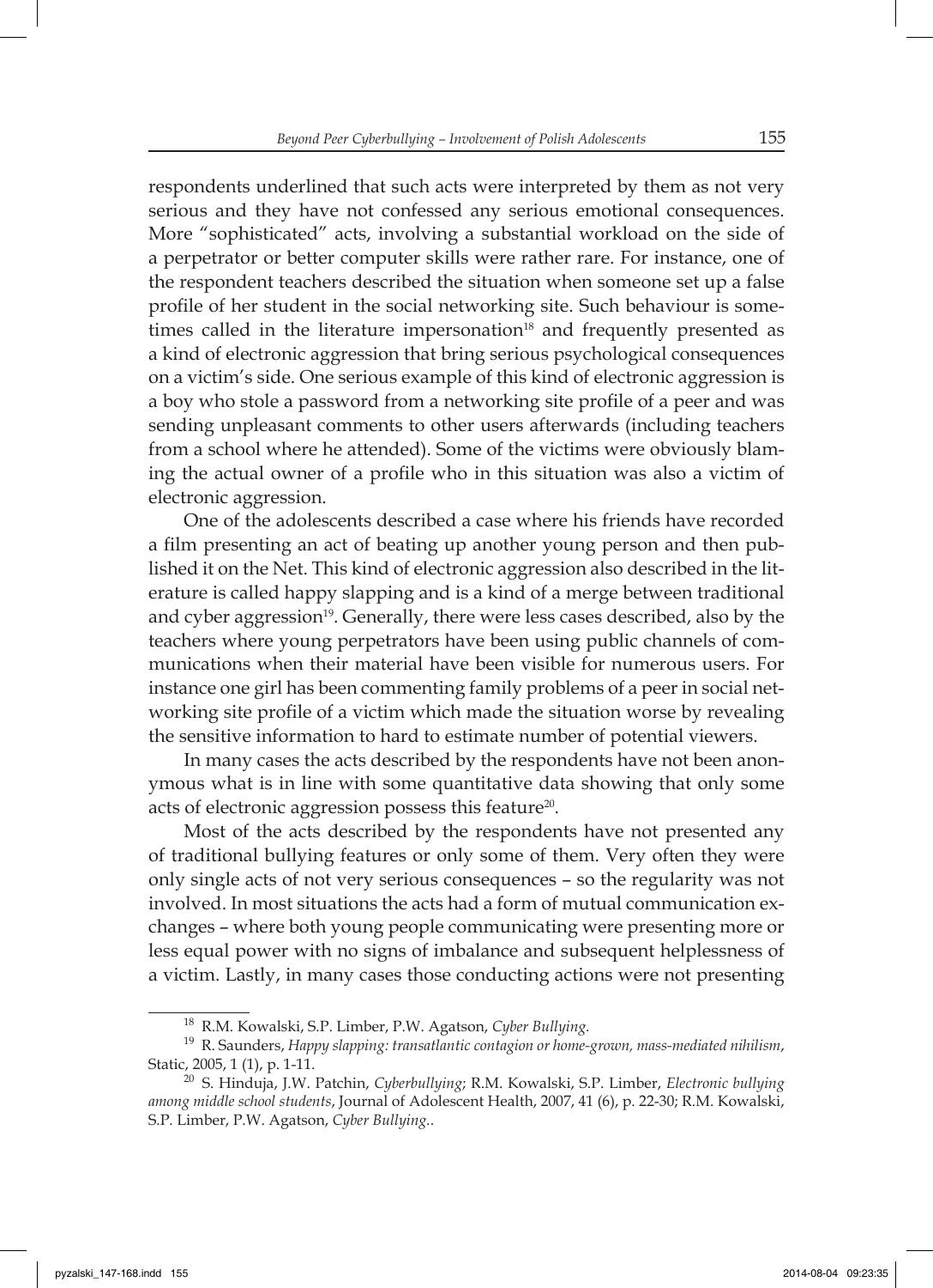respondents underlined that such acts were interpreted by them as not very serious and they have not confessed any serious emotional consequences. More "sophisticated" acts, involving a substantial workload on the side of a perpetrator or better computer skills were rather rare. For instance, one of the respondent teachers described the situation when someone set up a false profile of her student in the social networking site. Such behaviour is sometimes called in the literature impersonation[18] and frequently presented as a kind of electronic aggression that bring serious psychological consequences on a victim's side. One serious example of this kind of electronic aggression is a boy who stole a password from a networking site profile of a peer and was sending unpleasant comments to other users afterwards (including teachers from a school where he attended). Some of the victims were obviously blaming the actual owner of a profile who in this situation was also a victim of electronic aggression.

One of the adolescents described a case where his friends have recorded a film presenting an act of beating up another young person and then published it on the Net. This kind of electronic aggression also described in the literature is called happy slapping and is a kind of a merge between traditional and cyber aggression[19]. Generally, there were less cases described, also by the teachers where young perpetrators have been using public channels of communications when their material have been visible for numerous users. For instance one girl has been commenting family problems of a peer in social networking site profile of a victim which made the situation worse by revealing the sensitive information to hard to estimate number of potential viewers.

In many cases the acts described by the respondents have not been anonymous what is in line with some quantitative data showing that only some acts of electronic aggression possess this feature[20].

Most of the acts described by the respondents have not presented any of traditional bullying features or only some of them. Very often they were only single acts of not very serious consequences – so the regularity was not involved. In most situations the acts had a form of mutual communication exchanges – where both young people communicating were presenting more or less equal power with no signs of imbalance and subsequent helplessness of a victim. Lastly, in many cases those conducting actions were not presenting

---

[18] R.M. Kowalski, S.P. Limber, P.W. Agatson, *Cyber Bullying.*

[19] R. Saunders, *Happy slapping: transatlantic contagion or home-grown, mass-mediated nihilism*, Static, 2005, 1 (1), p. 1-11.

[20] S. Hinduja, J.W. Patchin, *Cyberbullying*; R.M. Kowalski, S.P. Limber, *Electronic bullying among middle school students*, Journal of Adolescent Health, 2007, 41 (6), p. 22-30; R.M. Kowalski, S.P. Limber, P.W. Agatson, *Cyber Bullying.*.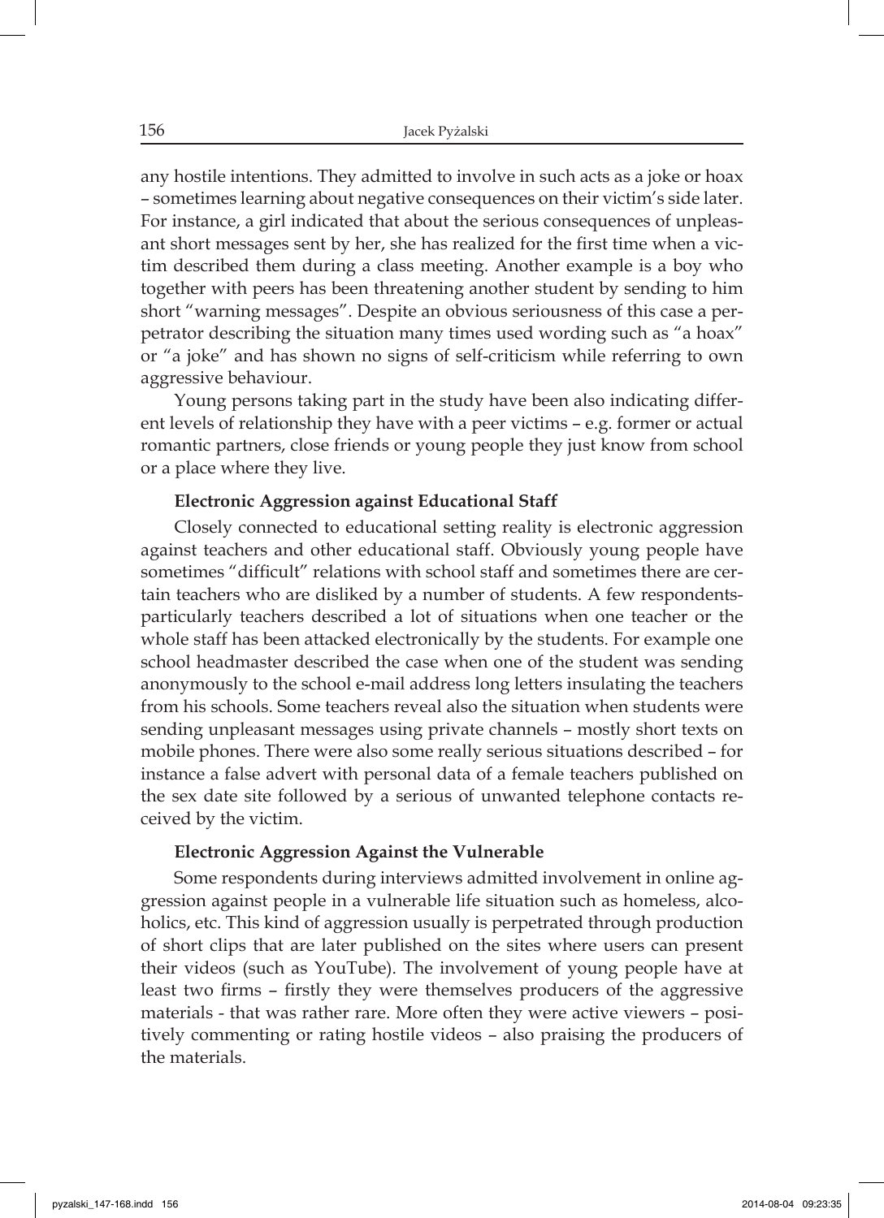any hostile intentions. They admitted to involve in such acts as a joke or hoax – sometimes learning about negative consequences on their victim's side later. For instance, a girl indicated that about the serious consequences of unpleasant short messages sent by her, she has realized for the first time when a victim described them during a class meeting. Another example is a boy who together with peers has been threatening another student by sending to him short "warning messages". Despite an obvious seriousness of this case a perpetrator describing the situation many times used wording such as "a hoax" or "a joke" and has shown no signs of self-criticism while referring to own aggressive behaviour.

Young persons taking part in the study have been also indicating different levels of relationship they have with a peer victims – e.g. former or actual romantic partners, close friends or young people they just know from school or a place where they live.

**Electronic Aggression against Educational Staff**

Closely connected to educational setting reality is electronic aggression against teachers and other educational staff. Obviously young people have sometimes "difficult" relations with school staff and sometimes there are certain teachers who are disliked by a number of students. A few respondents-particularly teachers described a lot of situations when one teacher or the whole staff has been attacked electronically by the students. For example one school headmaster described the case when one of the student was sending anonymously to the school e-mail address long letters insulating the teachers from his schools. Some teachers reveal also the situation when students were sending unpleasant messages using private channels – mostly short texts on mobile phones. There were also some really serious situations described – for instance a false advert with personal data of a female teachers published on the sex date site followed by a serious of unwanted telephone contacts received by the victim.

**Electronic Aggression Against the Vulnerable**

Some respondents during interviews admitted involvement in online aggression against people in a vulnerable life situation such as homeless, alcoholics, etc. This kind of aggression usually is perpetrated through production of short clips that are later published on the sites where users can present their videos (such as YouTube). The involvement of young people have at least two firms – firstly they were themselves producers of the aggressive materials - that was rather rare. More often they were active viewers – positively commenting or rating hostile videos – also praising the producers of the materials.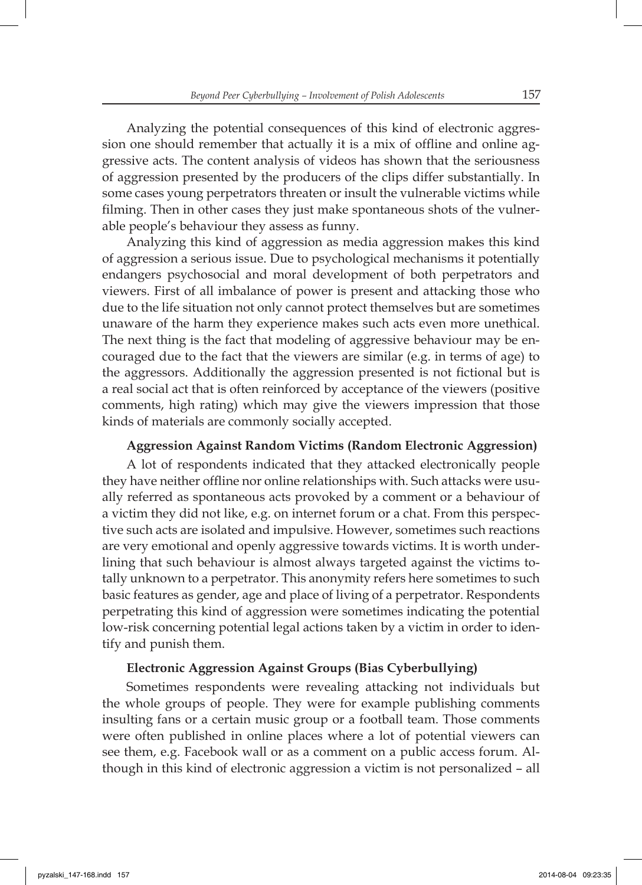Analyzing the potential consequences of this kind of electronic aggression one should remember that actually it is a mix of offline and online aggressive acts. The content analysis of videos has shown that the seriousness of aggression presented by the producers of the clips differ substantially. In some cases young perpetrators threaten or insult the vulnerable victims while filming. Then in other cases they just make spontaneous shots of the vulnerable people's behaviour they assess as funny.

Analyzing this kind of aggression as media aggression makes this kind of aggression a serious issue. Due to psychological mechanisms it potentially endangers psychosocial and moral development of both perpetrators and viewers. First of all imbalance of power is present and attacking those who due to the life situation not only cannot protect themselves but are sometimes unaware of the harm they experience makes such acts even more unethical. The next thing is the fact that modeling of aggressive behaviour may be encouraged due to the fact that the viewers are similar (e.g. in terms of age) to the aggressors. Additionally the aggression presented is not fictional but is a real social act that is often reinforced by acceptance of the viewers (positive comments, high rating) which may give the viewers impression that those kinds of materials are commonly socially accepted.

### Aggression Against Random Victims (Random Electronic Aggression)

A lot of respondents indicated that they attacked electronically people they have neither offline nor online relationships with. Such attacks were usually referred as spontaneous acts provoked by a comment or a behaviour of a victim they did not like, e.g. on internet forum or a chat. From this perspective such acts are isolated and impulsive. However, sometimes such reactions are very emotional and openly aggressive towards victims. It is worth underlining that such behaviour is almost always targeted against the victims totally unknown to a perpetrator. This anonymity refers here sometimes to such basic features as gender, age and place of living of a perpetrator. Respondents perpetrating this kind of aggression were sometimes indicating the potential low-risk concerning potential legal actions taken by a victim in order to identify and punish them.

### Electronic Aggression Against Groups (Bias Cyberbullying)

Sometimes respondents were revealing attacking not individuals but the whole groups of people. They were for example publishing comments insulting fans or a certain music group or a football team. Those comments were often published in online places where a lot of potential viewers can see them, e.g. Facebook wall or as a comment on a public access forum. Although in this kind of electronic aggression a victim is not personalized – all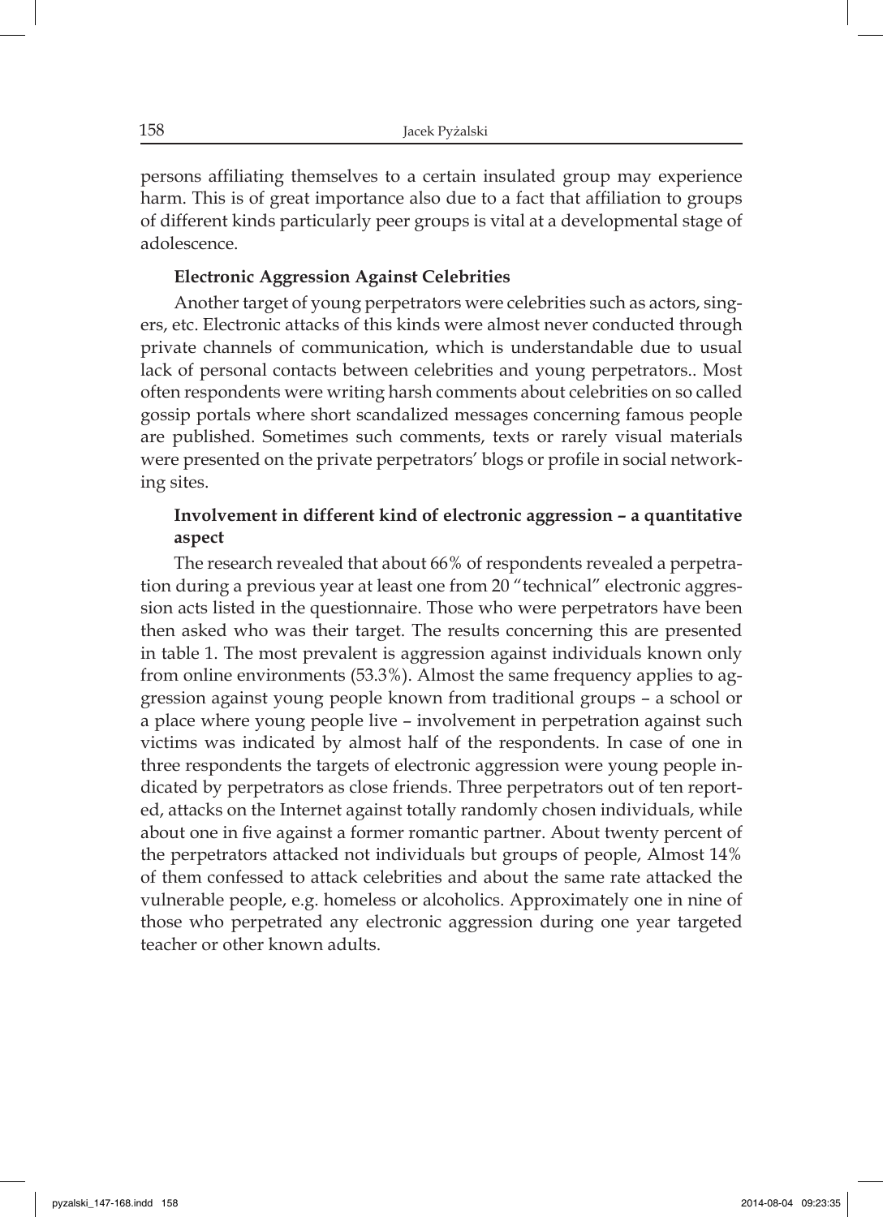persons affiliating themselves to a certain insulated group may experience harm. This is of great importance also due to a fact that affiliation to groups of different kinds particularly peer groups is vital at a developmental stage of adolescence.

### Electronic Aggression Against Celebrities

Another target of young perpetrators were celebrities such as actors, singers, etc. Electronic attacks of this kinds were almost never conducted through private channels of communication, which is understandable due to usual lack of personal contacts between celebrities and young perpetrators.. Most often respondents were writing harsh comments about celebrities on so called gossip portals where short scandalized messages concerning famous people are published. Sometimes such comments, texts or rarely visual materials were presented on the private perpetrators' blogs or profile in social networking sites.

### Involvement in different kind of electronic aggression – a quantitative aspect

The research revealed that about 66% of respondents revealed a perpetration during a previous year at least one from 20 "technical" electronic aggression acts listed in the questionnaire. Those who were perpetrators have been then asked who was their target. The results concerning this are presented in table 1. The most prevalent is aggression against individuals known only from online environments (53.3%). Almost the same frequency applies to aggression against young people known from traditional groups – a school or a place where young people live – involvement in perpetration against such victims was indicated by almost half of the respondents. In case of one in three respondents the targets of electronic aggression were young people indicated by perpetrators as close friends. Three perpetrators out of ten reported, attacks on the Internet against totally randomly chosen individuals, while about one in five against a former romantic partner. About twenty percent of the perpetrators attacked not individuals but groups of people, Almost 14% of them confessed to attack celebrities and about the same rate attacked the vulnerable people, e.g. homeless or alcoholics. Approximately one in nine of those who perpetrated any electronic aggression during one year targeted teacher or other known adults.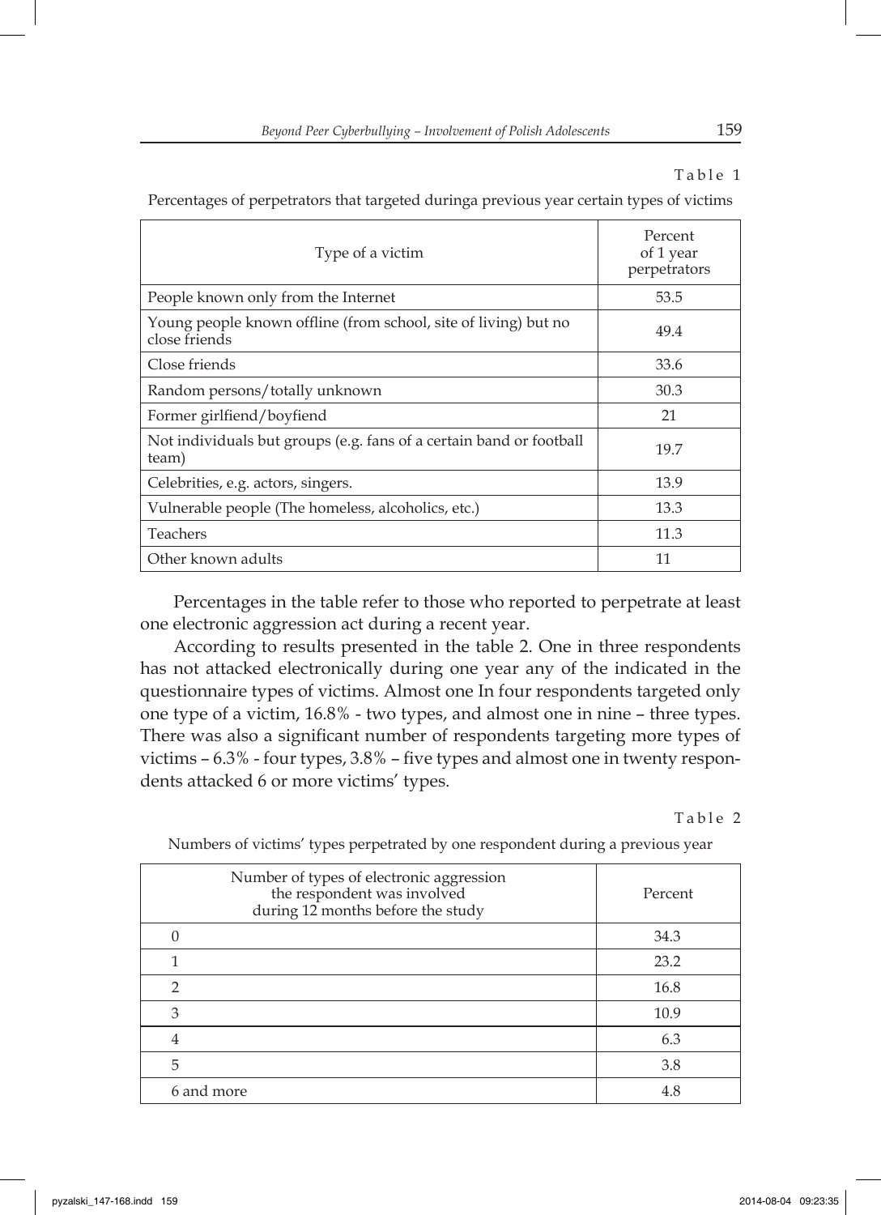Table 1

Percentages of perpetrators that targeted duringa previous year certain types of victims

| Type of a victim | Percent of 1 year perpetrators |
|---|---|
| People known only from the Internet | 53.5 |
| Young people known offline (from school, site of living) but no close friends | 49.4 |
| Close friends | 33.6 |
| Random persons/totally unknown | 30.3 |
| Former girlfiend/boyfiend | 21 |
| Not individuals but groups (e.g. fans of a certain band or football team) | 19.7 |
| Celebrities, e.g. actors, singers. | 13.9 |
| Vulnerable people (The homeless, alcoholics, etc.) | 13.3 |
| Teachers | 11.3 |
| Other known adults | 11 |

Percentages in the table refer to those who reported to perpetrate at least one electronic aggression act during a recent year.

According to results presented in the table 2. One in three respondents has not attacked electronically during one year any of the indicated in the questionnaire types of victims. Almost one In four respondents targeted only one type of a victim, 16.8% - two types, and almost one in nine – three types. There was also a significant number of respondents targeting more types of victims – 6.3% - four types, 3.8% – five types and almost one in twenty respondents attacked 6 or more victims' types.

Table 2

Numbers of victims' types perpetrated by one respondent during a previous year

| Number of types of electronic aggression the respondent was involved during 12 months before the study | Percent |
|---|---|
| 0 | 34.3 |
| 1 | 23.2 |
| 2 | 16.8 |
| 3 | 10.9 |
| 4 | 6.3 |
| 5 | 3.8 |
| 6 and more | 4.8 |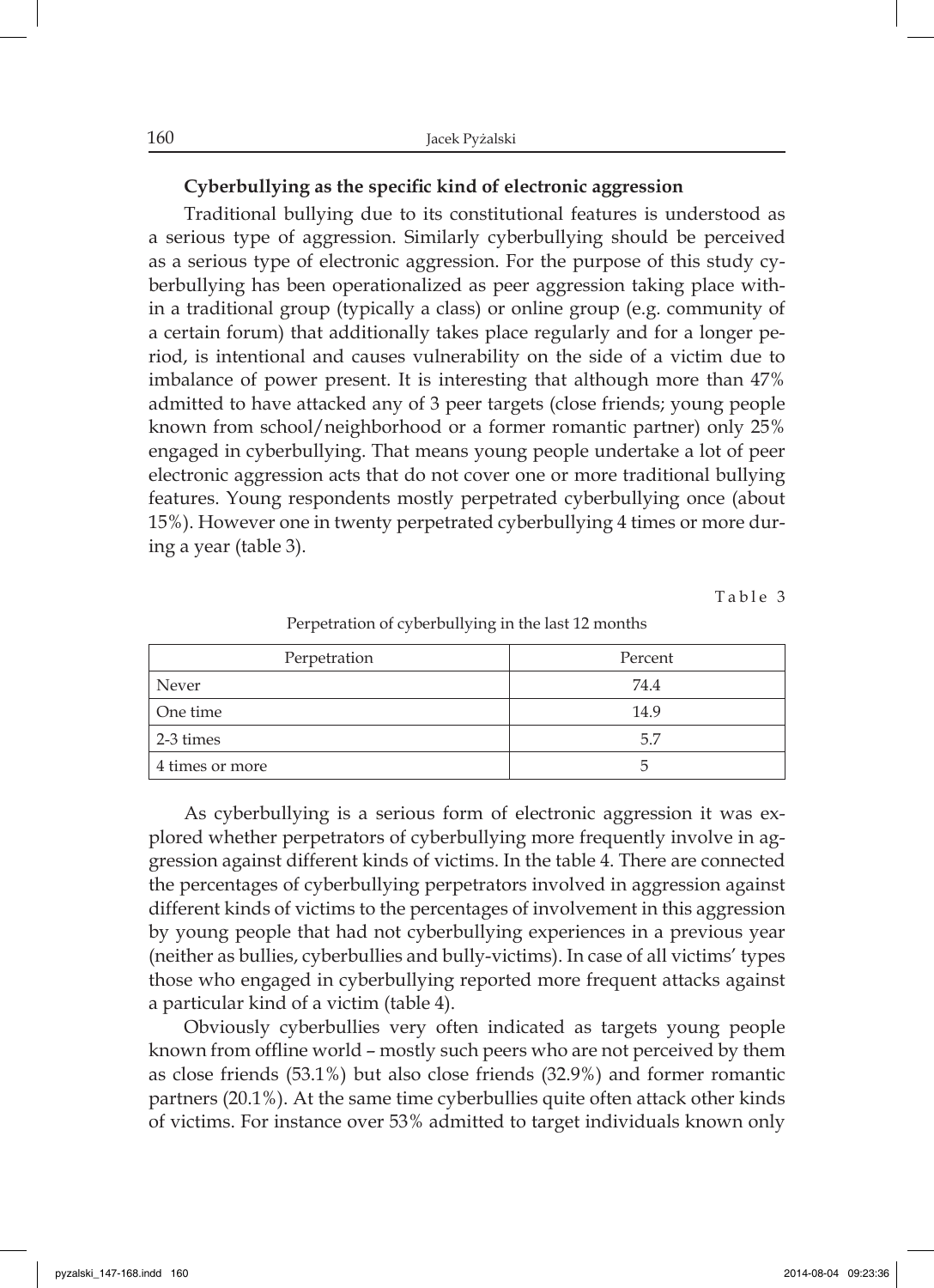### Cyberbullying as the specific kind of electronic aggression

Traditional bullying due to its constitutional features is understood as a serious type of aggression. Similarly cyberbullying should be perceived as a serious type of electronic aggression. For the purpose of this study cyberbullying has been operationalized as peer aggression taking place within a traditional group (typically a class) or online group (e.g. community of a certain forum) that additionally takes place regularly and for a longer period, is intentional and causes vulnerability on the side of a victim due to imbalance of power present. It is interesting that although more than 47% admitted to have attacked any of 3 peer targets (close friends; young people known from school/neighborhood or a former romantic partner) only 25% engaged in cyberbullying. That means young people undertake a lot of peer electronic aggression acts that do not cover one or more traditional bullying features. Young respondents mostly perpetrated cyberbullying once (about 15%). However one in twenty perpetrated cyberbullying 4 times or more during a year (table 3).

Table 3

Perpetration of cyberbullying in the last 12 months

| Perpetration | Percent |
|---|---|
| Never | 74.4 |
| One time | 14.9 |
| 2-3 times | 5.7 |
| 4 times or more | 5 |

As cyberbullying is a serious form of electronic aggression it was explored whether perpetrators of cyberbullying more frequently involve in aggression against different kinds of victims. In the table 4. There are connected the percentages of cyberbullying perpetrators involved in aggression against different kinds of victims to the percentages of involvement in this aggression by young people that had not cyberbullying experiences in a previous year (neither as bullies, cyberbullies and bully-victims). In case of all victims' types those who engaged in cyberbullying reported more frequent attacks against a particular kind of a victim (table 4).

Obviously cyberbullies very often indicated as targets young people known from offline world – mostly such peers who are not perceived by them as close friends (53.1%) but also close friends (32.9%) and former romantic partners (20.1%). At the same time cyberbullies quite often attack other kinds of victims. For instance over 53% admitted to target individuals known only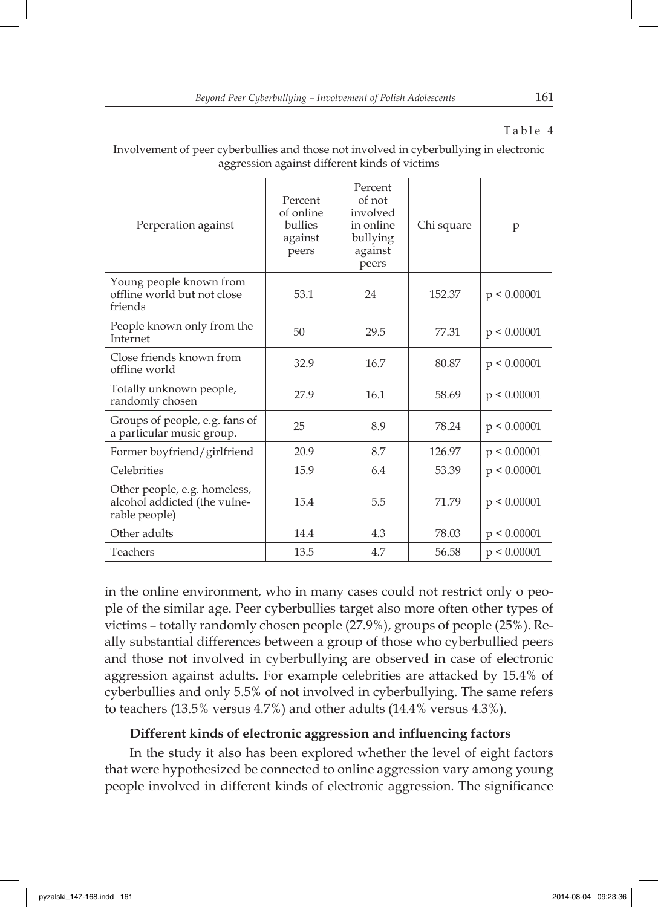Table 4

Involvement of peer cyberbullies and those not involved in cyberbullying in electronic aggression against different kinds of victims

| Perperation against | Percent of online bullies against peers | Percent of not involved in online bullying against peers | Chi square | p |
|---|---|---|---|---|
| Young people known from offline world but not close friends | 53.1 | 24 | 152.37 | $p < 0.00001$ |
| People known only from the Internet | 50 | 29.5 | 77.31 | $p < 0.00001$ |
| Close friends known from offline world | 32.9 | 16.7 | 80.87 | $p < 0.00001$ |
| Totally unknown people, randomly chosen | 27.9 | 16.1 | 58.69 | $p < 0.00001$ |
| Groups of people, e.g. fans of a particular music group. | 25 | 8.9 | 78.24 | $p < 0.00001$ |
| Former boyfriend/girlfriend | 20.9 | 8.7 | 126.97 | $p < 0.00001$ |
| Celebrities | 15.9 | 6.4 | 53.39 | $p < 0.00001$ |
| Other people, e.g. homeless, alcohol addicted (the vulnerable people) | 15.4 | 5.5 | 71.79 | $p < 0.00001$ |
| Other adults | 14.4 | 4.3 | 78.03 | $p < 0.00001$ |
| Teachers | 13.5 | 4.7 | 56.58 | $p < 0.00001$ |

in the online environment, who in many cases could not restrict only o people of the similar age. Peer cyberbullies target also more often other types of victims – totally randomly chosen people (27.9%), groups of people (25%). Really substantial differences between a group of those who cyberbullied peers and those not involved in cyberbullying are observed in case of electronic aggression against adults. For example celebrities are attacked by 15.4% of cyberbullies and only 5.5% of not involved in cyberbullying. The same refers to teachers (13.5% versus 4.7%) and other adults (14.4% versus 4.3%).

**Different kinds of electronic aggression and influencing factors**

In the study it also has been explored whether the level of eight factors that were hypothesized be connected to online aggression vary among young people involved in different kinds of electronic aggression. The significance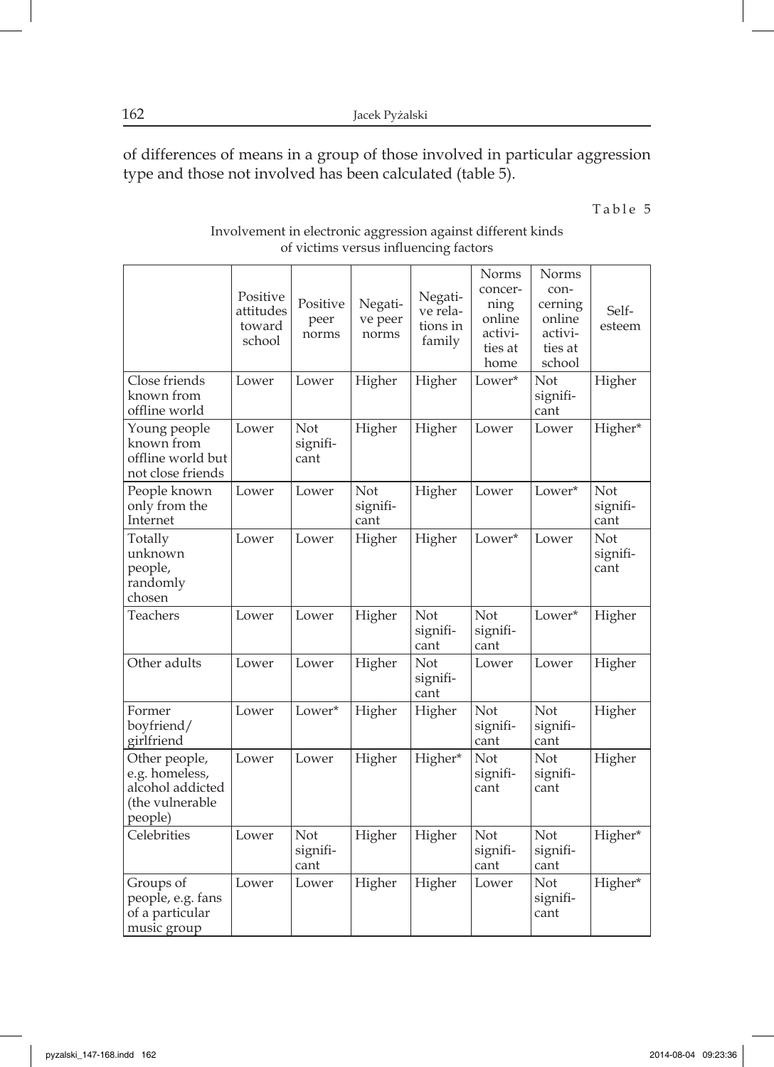of differences of means in a group of those involved in particular aggression type and those not involved has been calculated (table 5).

Table 5

Involvement in electronic aggression against different kinds of victims versus influencing factors

| | Positive attitudes toward school | Positive peer norms | Negative peer norms | Negative relations in family | Norms concerning online activities at home | Norms concerning online activities at school | Self-esteem |
|---|---|---|---|---|---|---|---|
| Close friends known from offline world | Lower | Lower | Higher | Higher | Lower* | Not significant | Higher |
| Young people known from offline world but not close friends | Lower | Not significant | Higher | Higher | Lower | Lower | Higher* |
| People known only from the Internet | Lower | Lower | Not significant | Higher | Lower | Lower* | Not significant |
| Totally unknown people, randomly chosen | Lower | Lower | Higher | Higher | Lower* | Lower | Not significant |
| Teachers | Lower | Lower | Higher | Not significant | Not significant | Lower* | Higher |
| Other adults | Lower | Lower | Higher | Not significant | Lower | Lower | Higher |
| Former boyfriend/girlfriend | Lower | Lower* | Higher | Higher | Not significant | Not significant | Higher |
| Other people, e.g. homeless, alcohol addicted (the vulnerable people) | Lower | Lower | Higher | Higher* | Not significant | Not significant | Higher |
| Celebrities | Lower | Not significant | Higher | Higher | Not significant | Not significant | Higher* |
| Groups of people, e.g. fans of a particular music group | Lower | Lower | Higher | Higher | Lower | Not significant | Higher* |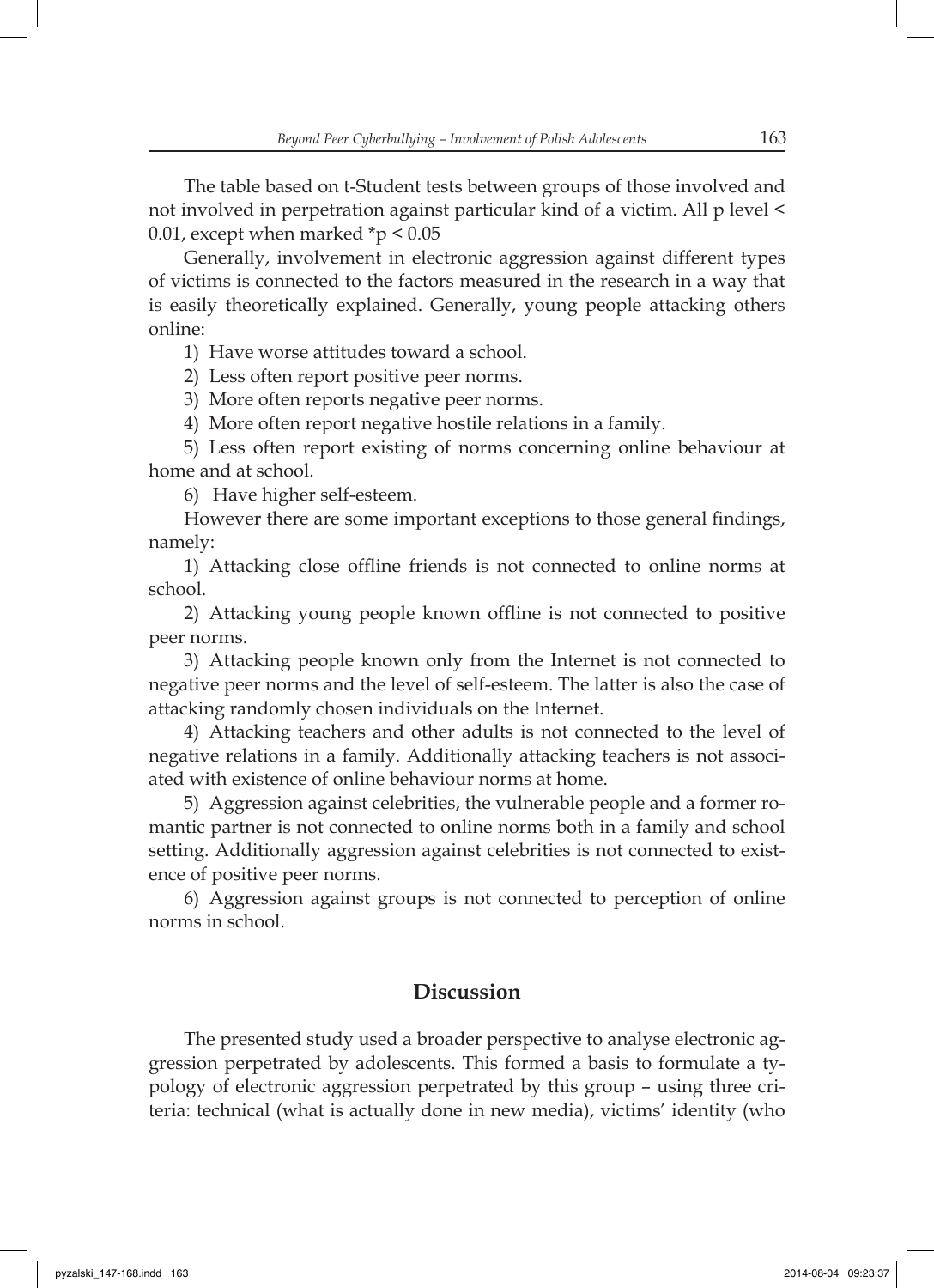The table based on t-Student tests between groups of those involved and not involved in perpetration against particular kind of a victim. All p level < 0.01, except when marked *p < 0.05

Generally, involvement in electronic aggression against different types of victims is connected to the factors measured in the research in a way that is easily theoretically explained. Generally, young people attacking others online:

1) Have worse attitudes toward a school.
2) Less often report positive peer norms.
3) More often reports negative peer norms.
4) More often report negative hostile relations in a family.
5) Less often report existing of norms concerning online behaviour at home and at school.
6) Have higher self-esteem.

However there are some important exceptions to those general findings, namely:

1) Attacking close offline friends is not connected to online norms at school.
2) Attacking young people known offline is not connected to positive peer norms.
3) Attacking people known only from the Internet is not connected to negative peer norms and the level of self-esteem. The latter is also the case of attacking randomly chosen individuals on the Internet.
4) Attacking teachers and other adults is not connected to the level of negative relations in a family. Additionally attacking teachers is not associated with existence of online behaviour norms at home.
5) Aggression against celebrities, the vulnerable people and a former romantic partner is not connected to online norms both in a family and school setting. Additionally aggression against celebrities is not connected to existence of positive peer norms.
6) Aggression against groups is not connected to perception of online norms in school.

## Discussion

The presented study used a broader perspective to analyse electronic aggression perpetrated by adolescents. This formed a basis to formulate a typology of electronic aggression perpetrated by this group – using three criteria: technical (what is actually done in new media), victims' identity (who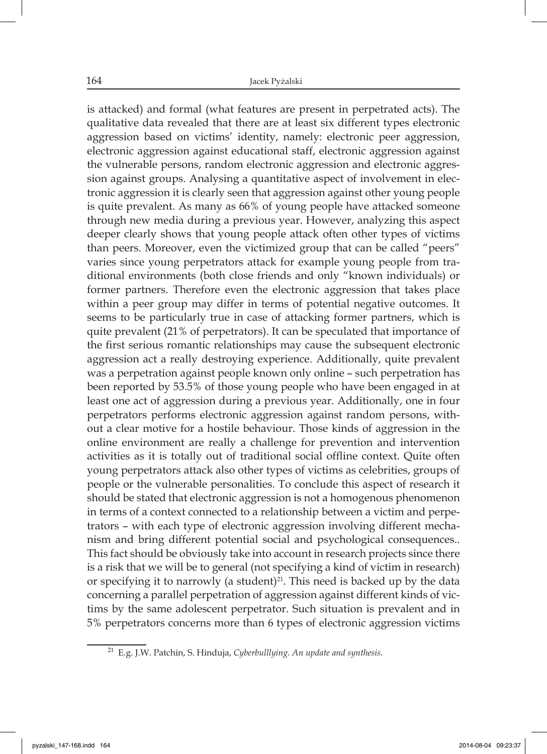is attacked) and formal (what features are present in perpetrated acts). The qualitative data revealed that there are at least six different types electronic aggression based on victims' identity, namely: electronic peer aggression, electronic aggression against educational staff, electronic aggression against the vulnerable persons, random electronic aggression and electronic aggression against groups. Analysing a quantitative aspect of involvement in electronic aggression it is clearly seen that aggression against other young people is quite prevalent. As many as 66% of young people have attacked someone through new media during a previous year. However, analyzing this aspect deeper clearly shows that young people attack often other types of victims than peers. Moreover, even the victimized group that can be called "peers" varies since young perpetrators attack for example young people from traditional environments (both close friends and only "known individuals) or former partners. Therefore even the electronic aggression that takes place within a peer group may differ in terms of potential negative outcomes. It seems to be particularly true in case of attacking former partners, which is quite prevalent (21% of perpetrators). It can be speculated that importance of the first serious romantic relationships may cause the subsequent electronic aggression act a really destroying experience. Additionally, quite prevalent was a perpetration against people known only online – such perpetration has been reported by 53.5% of those young people who have been engaged in at least one act of aggression during a previous year. Additionally, one in four perpetrators performs electronic aggression against random persons, without a clear motive for a hostile behaviour. Those kinds of aggression in the online environment are really a challenge for prevention and intervention activities as it is totally out of traditional social offline context. Quite often young perpetrators attack also other types of victims as celebrities, groups of people or the vulnerable personalities. To conclude this aspect of research it should be stated that electronic aggression is not a homogenous phenomenon in terms of a context connected to a relationship between a victim and perpetrators – with each type of electronic aggression involving different mechanism and bring different potential social and psychological consequences.. This fact should be obviously take into account in research projects since there is a risk that we will be to general (not specifying a kind of victim in research) or specifying it to narrowly (a student)[21]. This need is backed up by the data concerning a parallel perpetration of aggression against different kinds of victims by the same adolescent perpetrator. Such situation is prevalent and in 5% perpetrators concerns more than 6 types of electronic aggression victims

[21] E.g. J.W. Patchin, S. Hinduja, *Cyberbulllying. An update and synthesis.*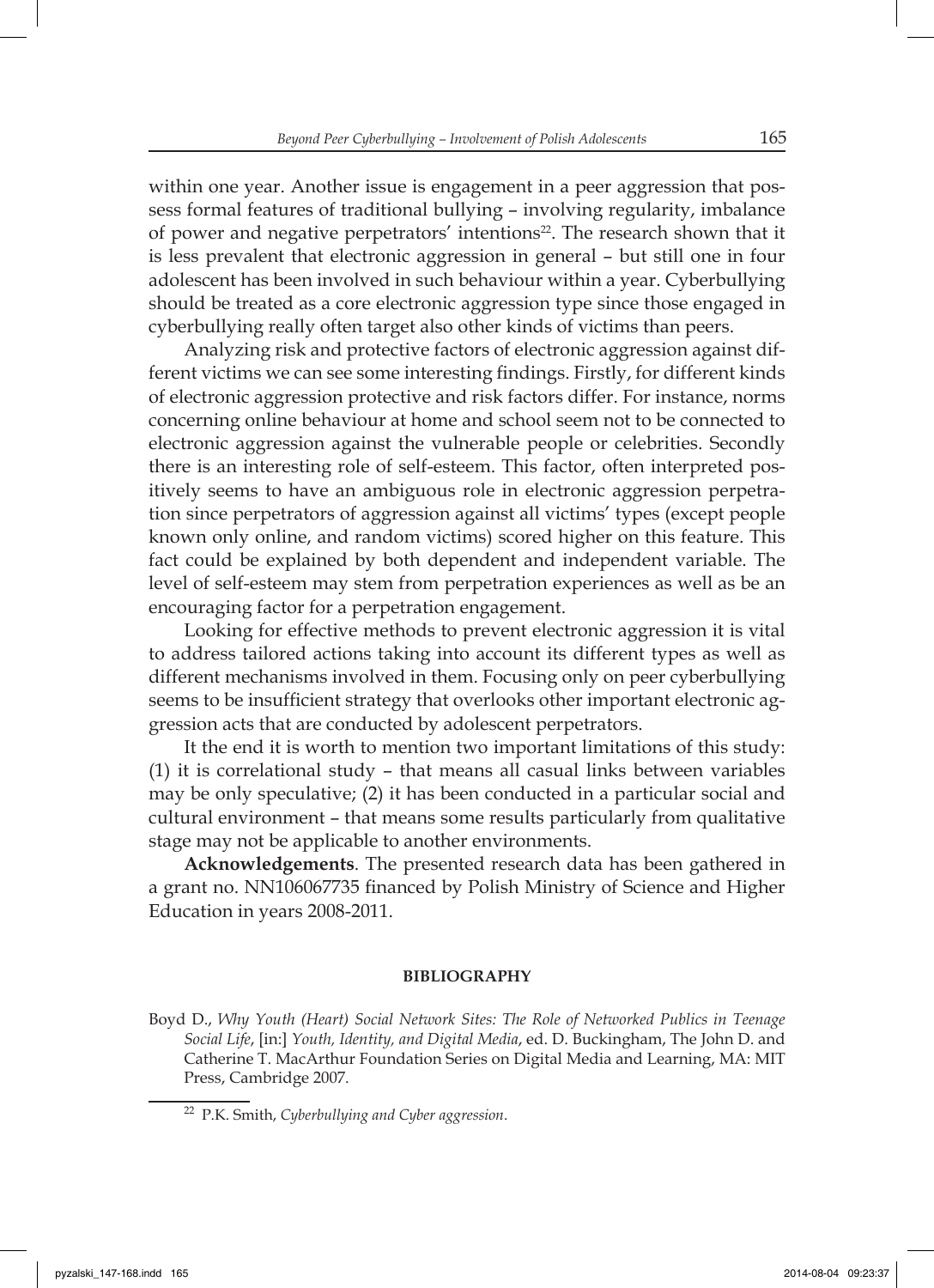within one year. Another issue is engagement in a peer aggression that possess formal features of traditional bullying – involving regularity, imbalance of power and negative perpetrators' intentions[22]. The research shown that it is less prevalent that electronic aggression in general – but still one in four adolescent has been involved in such behaviour within a year. Cyberbullying should be treated as a core electronic aggression type since those engaged in cyberbullying really often target also other kinds of victims than peers.

Analyzing risk and protective factors of electronic aggression against different victims we can see some interesting findings. Firstly, for different kinds of electronic aggression protective and risk factors differ. For instance, norms concerning online behaviour at home and school seem not to be connected to electronic aggression against the vulnerable people or celebrities. Secondly there is an interesting role of self-esteem. This factor, often interpreted positively seems to have an ambiguous role in electronic aggression perpetration since perpetrators of aggression against all victims' types (except people known only online, and random victims) scored higher on this feature. This fact could be explained by both dependent and independent variable. The level of self-esteem may stem from perpetration experiences as well as be an encouraging factor for a perpetration engagement.

Looking for effective methods to prevent electronic aggression it is vital to address tailored actions taking into account its different types as well as different mechanisms involved in them. Focusing only on peer cyberbullying seems to be insufficient strategy that overlooks other important electronic aggression acts that are conducted by adolescent perpetrators.

It the end it is worth to mention two important limitations of this study: (1) it is correlational study – that means all casual links between variables may be only speculative; (2) it has been conducted in a particular social and cultural environment – that means some results particularly from qualitative stage may not be applicable to another environments.

**Acknowledgements**. The presented research data has been gathered in a grant no. NN106067735 financed by Polish Ministry of Science and Higher Education in years 2008-2011.

## BIBLIOGRAPHY

Boyd D., *Why Youth (Heart) Social Network Sites: The Role of Networked Publics in Teenage Social Life*, [in:] *Youth, Identity, and Digital Media*, ed. D. Buckingham, The John D. and Catherine T. MacArthur Foundation Series on Digital Media and Learning, MA: MIT Press, Cambridge 2007.

[22] P.K. Smith, *Cyberbullying and Cyber aggression.*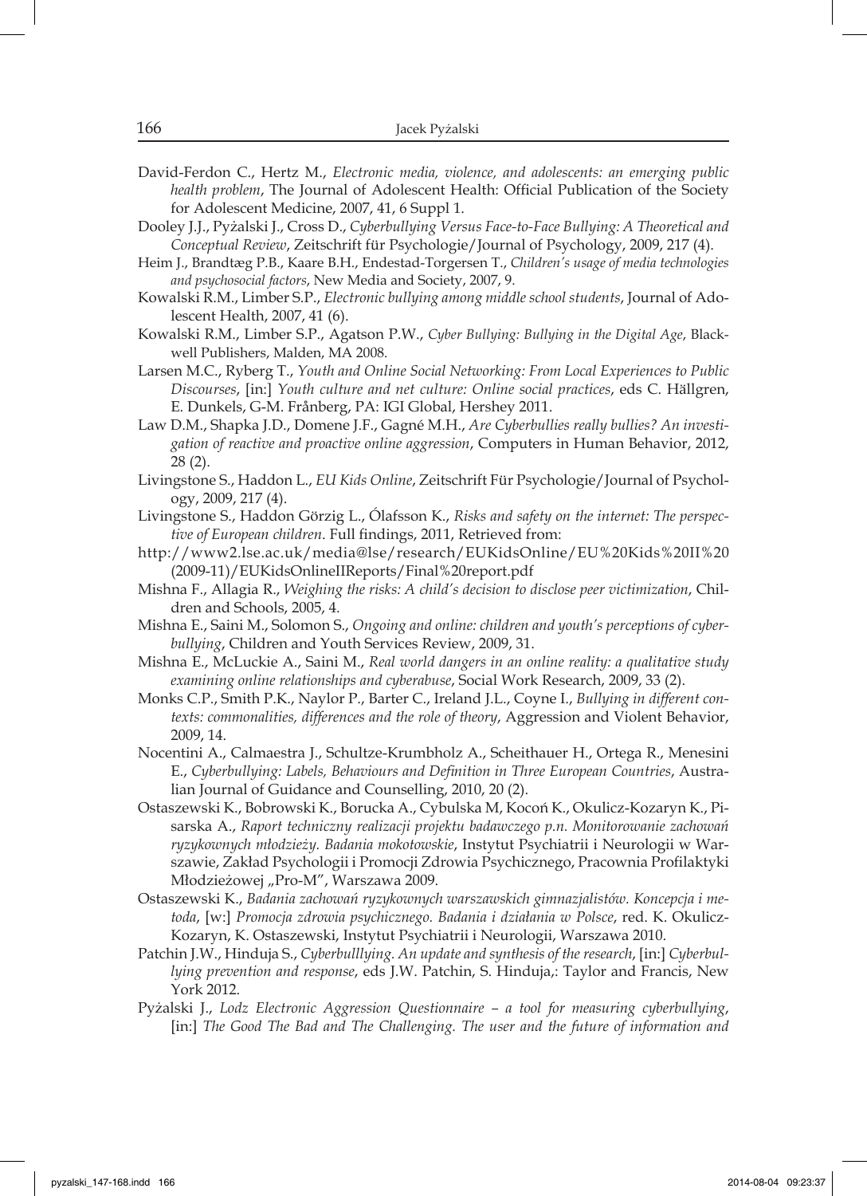David-Ferdon C., Hertz M., *Electronic media, violence, and adolescents: an emerging public health problem*, The Journal of Adolescent Health: Official Publication of the Society for Adolescent Medicine, 2007, 41, 6 Suppl 1.

Dooley J.J., Pyżalski J., Cross D., *Cyberbullying Versus Face-to-Face Bullying: A Theoretical and Conceptual Review*, Zeitschrift für Psychologie/Journal of Psychology, 2009, 217 (4).

Heim J., Brandtæg P.B., Kaare B.H., Endestad-Torgersen T., *Children's usage of media technologies and psychosocial factors*, New Media and Society, 2007, 9.

Kowalski R.M., Limber S.P., *Electronic bullying among middle school students*, Journal of Adolescent Health, 2007, 41 (6).

Kowalski R.M., Limber S.P., Agatson P.W., *Cyber Bullying: Bullying in the Digital Age*, Blackwell Publishers, Malden, MA 2008.

Larsen M.C., Ryberg T., *Youth and Online Social Networking: From Local Experiences to Public Discourses*, [in:] *Youth culture and net culture: Online social practices*, eds C. Hällgren, E. Dunkels, G-M. Frånberg, PA: IGI Global, Hershey 2011.

Law D.M., Shapka J.D., Domene J.F., Gagné M.H., *Are Cyberbullies really bullies? An investigation of reactive and proactive online aggression*, Computers in Human Behavior, 2012, 28 (2).

Livingstone S., Haddon L., *EU Kids Online*, Zeitschrift Für Psychologie/Journal of Psychology, 2009, 217 (4).

Livingstone S., Haddon Görzig L., Ólafsson K., *Risks and safety on the internet: The perspective of European children*. Full findings, 2011, Retrieved from:

http://www2.lse.ac.uk/media@lse/research/EUKidsOnline/EU%20Kids%20II%20(2009-11)/EUKidsOnlineIIReports/Final%20report.pdf

Mishna F., Allagia R., *Weighing the risks: A child's decision to disclose peer victimization*, Children and Schools, 2005, 4.

Mishna E., Saini M., Solomon S., *Ongoing and online: children and youth's perceptions of cyberbullying*, Children and Youth Services Review, 2009, 31.

Mishna E., McLuckie A., Saini M., *Real world dangers in an online reality: a qualitative study examining online relationships and cyberabuse*, Social Work Research, 2009, 33 (2).

Monks C.P., Smith P.K., Naylor P., Barter C., Ireland J.L., Coyne I., *Bullying in different contexts: commonalities, differences and the role of theory*, Aggression and Violent Behavior, 2009, 14.

Nocentini A., Calmaestra J., Schultze-Krumbholz A., Scheithauer H., Ortega R., Menesini E., *Cyberbullying: Labels, Behaviours and Definition in Three European Countries*, Australian Journal of Guidance and Counselling, 2010, 20 (2).

Ostaszewski K., Bobrowski K., Borucka A., Cybulska M, Kocoń K., Okulicz-Kozaryn K., Pisarska A., *Raport techniczny realizacji projektu badawczego p.n. Monitorowanie zachowań ryzykownych młodzieży. Badania mokotowskie*, Instytut Psychiatrii i Neurologii w Warszawie, Zakład Psychologii i Promocji Zdrowia Psychicznego, Pracownia Profilaktyki Młodzieżowej „Pro-M", Warszawa 2009.

Ostaszewski K., *Badania zachowań ryzykownych warszawskich gimnazjalistów. Koncepcja i metoda*, [w:] *Promocja zdrowia psychicznego. Badania i działania w Polsce*, red. K. Okulicz-Kozaryn, K. Ostaszewski, Instytut Psychiatrii i Neurologii, Warszawa 2010.

Patchin J.W., Hinduja S., *Cyberbulllying. An update and synthesis of the research*, [in:] *Cyberbullying prevention and response*, eds J.W. Patchin, S. Hinduja,: Taylor and Francis, New York 2012.

Pyżalski J., *Lodz Electronic Aggression Questionnaire – a tool for measuring cyberbullying*, [in:] *The Good The Bad and The Challenging. The user and the future of information and*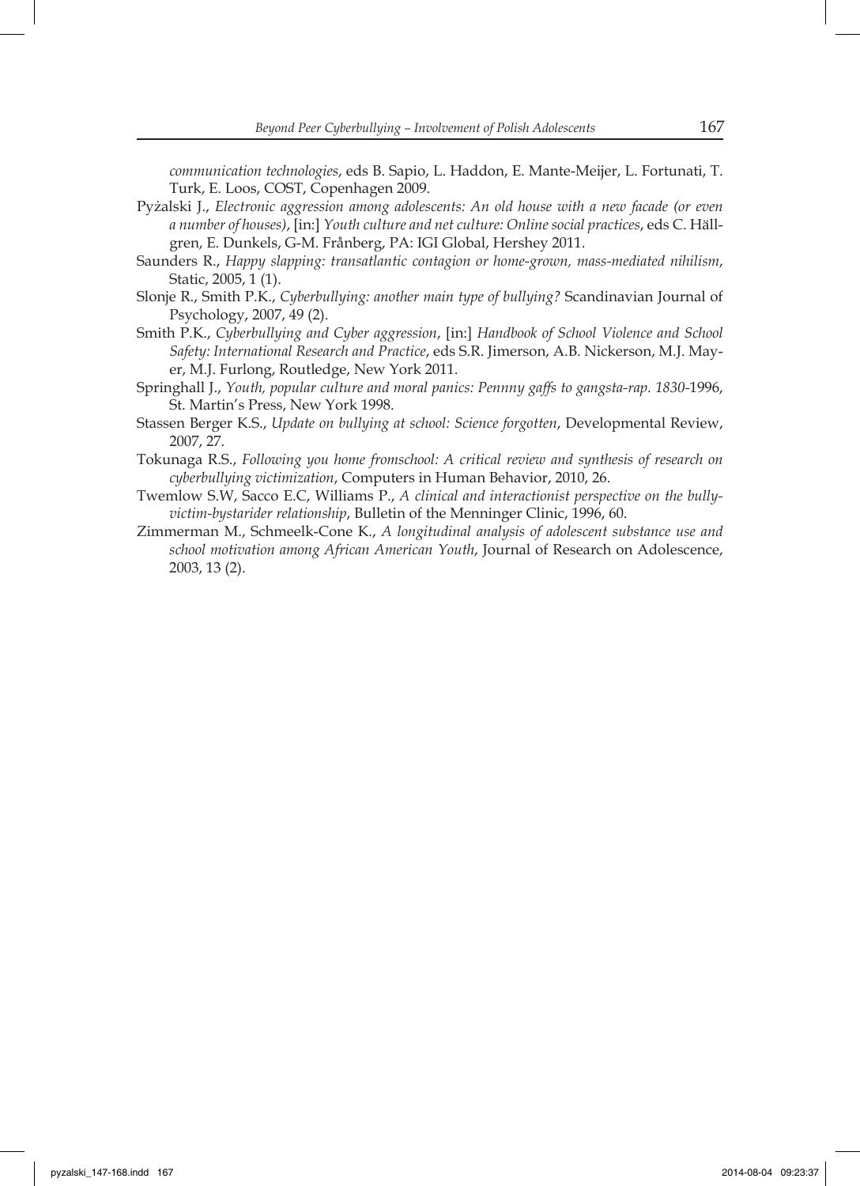*communication technologies*, eds B. Sapio, L. Haddon, E. Mante-Meijer, L. Fortunati, T. Turk, E. Loos, COST, Copenhagen 2009.

Pyżalski J., *Electronic aggression among adolescents: An old house with a new facade (or even a number of houses)*, [in:] *Youth culture and net culture: Online social practices*, eds C. Hällgren, E. Dunkels, G-M. Frånberg, PA: IGI Global, Hershey 2011.

Saunders R., *Happy slapping: transatlantic contagion or home-grown, mass-mediated nihilism*, Static, 2005, 1 (1).

Slonje R., Smith P.K., *Cyberbullying: another main type of bullying?* Scandinavian Journal of Psychology, 2007, 49 (2).

Smith P.K., *Cyberbullying and Cyber aggression*, [in:] *Handbook of School Violence and School Safety: International Research and Practice*, eds S.R. Jimerson, A.B. Nickerson, M.J. Mayer, M.J. Furlong, Routledge, New York 2011.

Springhall J., *Youth, popular culture and moral panics: Pennny gaffs to gangsta-rap. 1830*-1996, St. Martin's Press, New York 1998.

Stassen Berger K.S., *Update on bullying at school: Science forgotten*, Developmental Review, 2007, 27.

Tokunaga R.S., *Following you home fromschool: A critical review and synthesis of research on cyberbullying victimization*, Computers in Human Behavior, 2010, 26.

Twemlow S.W, Sacco E.C, Williams P., *A clinical and interactionist perspective on the bully-victim-bystarider relationship*, Bulletin of the Menninger Clinic, 1996, 60.

Zimmerman M., Schmeelk-Cone K., *A longitudinal analysis of adolescent substance use and school motivation among African American Youth*, Journal of Research on Adolescence, 2003, 13 (2).